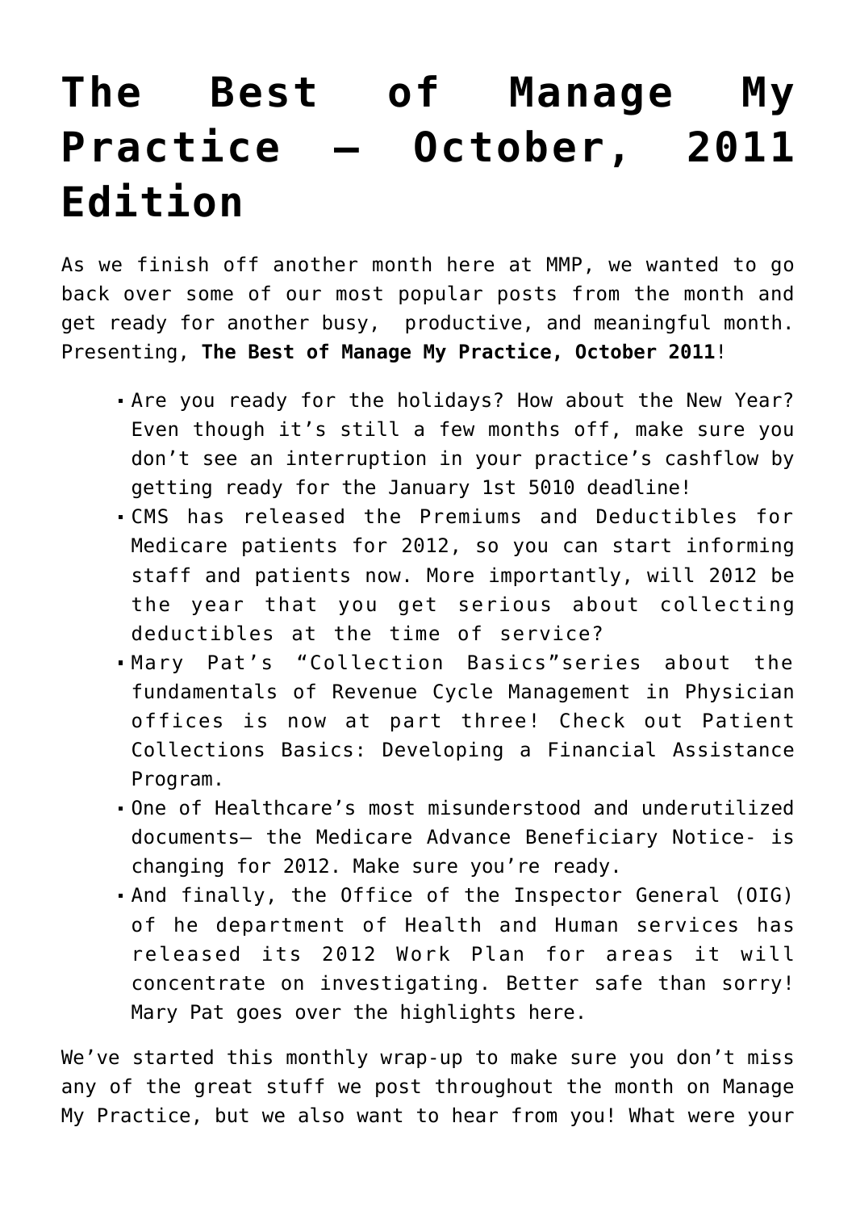# The Best of Manage My Practice – October, 2011 Edition

As we finish off another month here at MMP, we wanted to go back over some of our most popular posts from the month and get ready for another busy, productive, and meaningful month. Presenting, **The Best of Manage My Practice, October 2011**!

- Are you ready for the holidays? How about the New Year? Even though it's still a few months off, make sure you don't see an interruption in your practice's cashflow by getting ready for the January 1st 5010 deadline!
- CMS has released the Premiums and Deductibles for Medicare patients for 2012, so you can start informing staff and patients now. More importantly, will 2012 be the year that you get serious about collecting deductibles at the time of service?
- Mary Pat's "Collection Basics"series about the fundamentals of Revenue Cycle Management in Physician offices is now at part three! Check out Patient Collections Basics: Developing a Financial Assistance Program.
- One of Healthcare's most misunderstood and underutilized documents– the Medicare Advance Beneficiary Notice- is changing for 2012. Make sure you're ready.
- And finally, the Office of the Inspector General (OIG) of he department of Health and Human services has released its 2012 Work Plan for areas it will concentrate on investigating. Better safe than sorry! Mary Pat goes over the highlights here.

We've started this monthly wrap-up to make sure you don't miss any of the great stuff we post throughout the month on Manage My Practice, but we also want to hear from you! What were your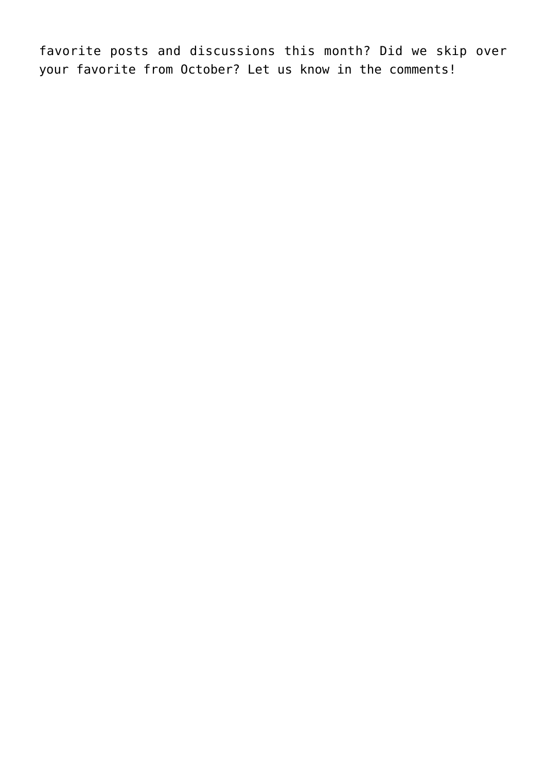favorite posts and discussions this month? Did we skip over your favorite from October? Let us know in the comments!